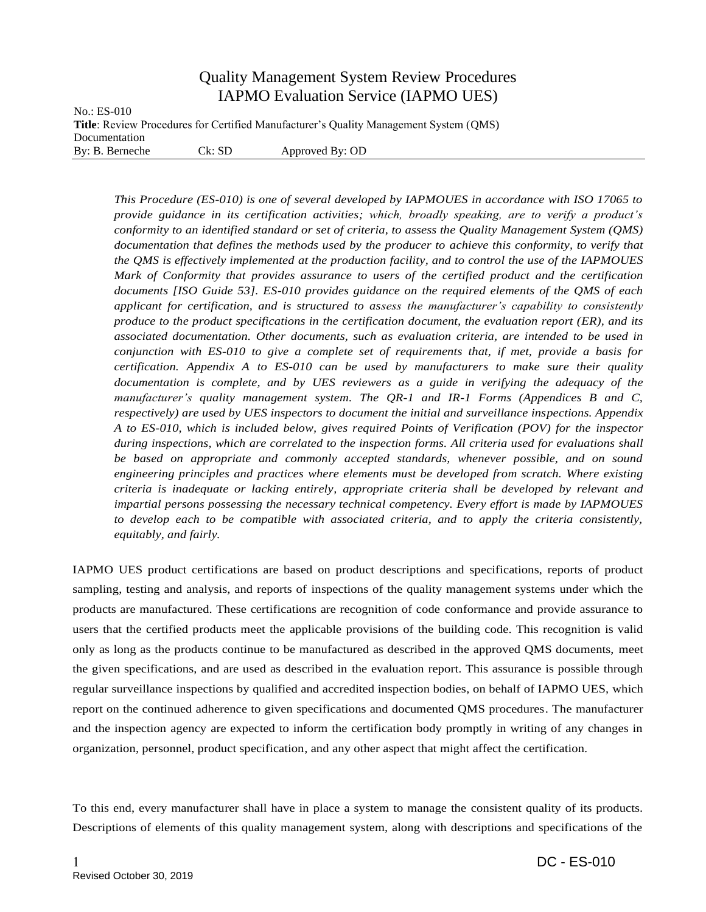# Quality Management System Review Procedures
# IAPMO Evaluation Service (IAPMO UES)

No.: ES-010
**Title**: Review Procedures for Certified Manufacturer's Quality Management System (QMS) Documentation
By: B. Berneche Ck: SD Approved By: OD

*This Procedure (ES-010) is one of several developed by IAPMOUES in accordance with ISO 17065 to provide guidance in its certification activities; which, broadly speaking, are to verify a product's conformity to an identified standard or set of criteria, to assess the Quality Management System (QMS) documentation that defines the methods used by the producer to achieve this conformity, to verify that the QMS is effectively implemented at the production facility, and to control the use of the IAPMOUES Mark of Conformity that provides assurance to users of the certified product and the certification documents [ISO Guide 53]. ES-010 provides guidance on the required elements of the QMS of each applicant for certification, and is structured to assess the manufacturer's capability to consistently produce to the product specifications in the certification document, the evaluation report (ER), and its associated documentation. Other documents, such as evaluation criteria, are intended to be used in conjunction with ES-010 to give a complete set of requirements that, if met, provide a basis for certification. Appendix A to ES-010 can be used by manufacturers to make sure their quality documentation is complete, and by UES reviewers as a guide in verifying the adequacy of the manufacturer's quality management system. The QR-1 and IR-1 Forms (Appendices B and C, respectively) are used by UES inspectors to document the initial and surveillance inspections. Appendix A to ES-010, which is included below, gives required Points of Verification (POV) for the inspector during inspections, which are correlated to the inspection forms. All criteria used for evaluations shall be based on appropriate and commonly accepted standards, whenever possible, and on sound engineering principles and practices where elements must be developed from scratch. Where existing criteria is inadequate or lacking entirely, appropriate criteria shall be developed by relevant and impartial persons possessing the necessary technical competency. Every effort is made by IAPMOUES to develop each to be compatible with associated criteria, and to apply the criteria consistently, equitably, and fairly.*

IAPMO UES product certifications are based on product descriptions and specifications, reports of product sampling, testing and analysis, and reports of inspections of the quality management systems under which the products are manufactured. These certifications are recognition of code conformance and provide assurance to users that the certified products meet the applicable provisions of the building code. This recognition is valid only as long as the products continue to be manufactured as described in the approved QMS documents, meet the given specifications, and are used as described in the evaluation report. This assurance is possible through regular surveillance inspections by qualified and accredited inspection bodies, on behalf of IAPMO UES, which report on the continued adherence to given specifications and documented QMS procedures. The manufacturer and the inspection agency are expected to inform the certification body promptly in writing of any changes in organization, personnel, product specification, and any other aspect that might affect the certification.

To this end, every manufacturer shall have in place a system to manage the consistent quality of its products. Descriptions of elements of this quality management system, along with descriptions and specifications of the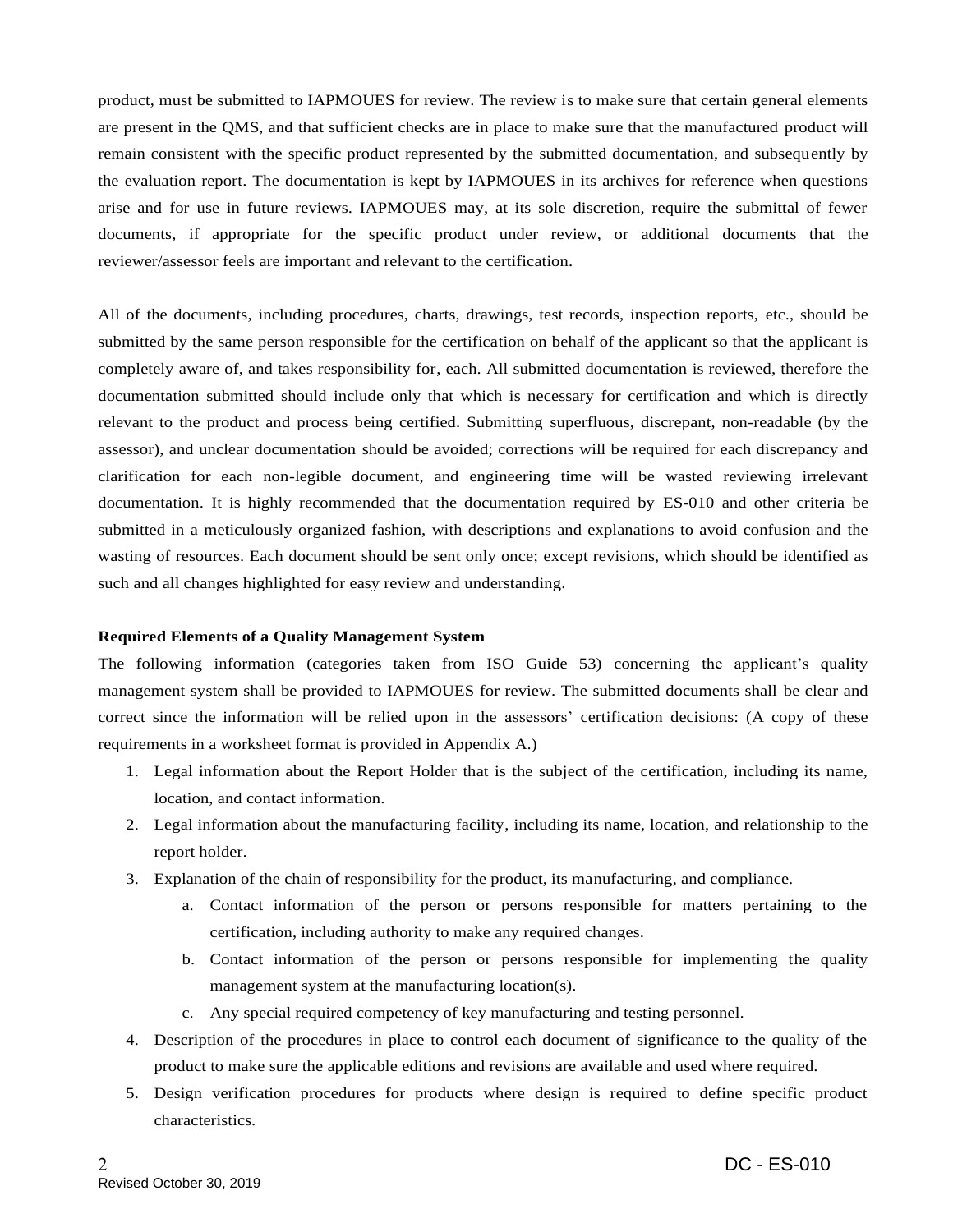product, must be submitted to IAPMOUES for review. The review is to make sure that certain general elements are present in the QMS, and that sufficient checks are in place to make sure that the manufactured product will remain consistent with the specific product represented by the submitted documentation, and subsequently by the evaluation report. The documentation is kept by IAPMOUES in its archives for reference when questions arise and for use in future reviews. IAPMOUES may, at its sole discretion, require the submittal of fewer documents, if appropriate for the specific product under review, or additional documents that the reviewer/assessor feels are important and relevant to the certification.

All of the documents, including procedures, charts, drawings, test records, inspection reports, etc., should be submitted by the same person responsible for the certification on behalf of the applicant so that the applicant is completely aware of, and takes responsibility for, each. All submitted documentation is reviewed, therefore the documentation submitted should include only that which is necessary for certification and which is directly relevant to the product and process being certified. Submitting superfluous, discrepant, non-readable (by the assessor), and unclear documentation should be avoided; corrections will be required for each discrepancy and clarification for each non-legible document, and engineering time will be wasted reviewing irrelevant documentation. It is highly recommended that the documentation required by ES-010 and other criteria be submitted in a meticulously organized fashion, with descriptions and explanations to avoid confusion and the wasting of resources. Each document should be sent only once; except revisions, which should be identified as such and all changes highlighted for easy review and understanding.

**Required Elements of a Quality Management System**

The following information (categories taken from ISO Guide 53) concerning the applicant's quality management system shall be provided to IAPMOUES for review. The submitted documents shall be clear and correct since the information will be relied upon in the assessors' certification decisions: (A copy of these requirements in a worksheet format is provided in Appendix A.)

1. Legal information about the Report Holder that is the subject of the certification, including its name, location, and contact information.
2. Legal information about the manufacturing facility, including its name, location, and relationship to the report holder.
3. Explanation of the chain of responsibility for the product, its manufacturing, and compliance.
    a. Contact information of the person or persons responsible for matters pertaining to the certification, including authority to make any required changes.
    b. Contact information of the person or persons responsible for implementing the quality management system at the manufacturing location(s).
    c. Any special required competency of key manufacturing and testing personnel.
4. Description of the procedures in place to control each document of significance to the quality of the product to make sure the applicable editions and revisions are available and used where required.
5. Design verification procedures for products where design is required to define specific product characteristics.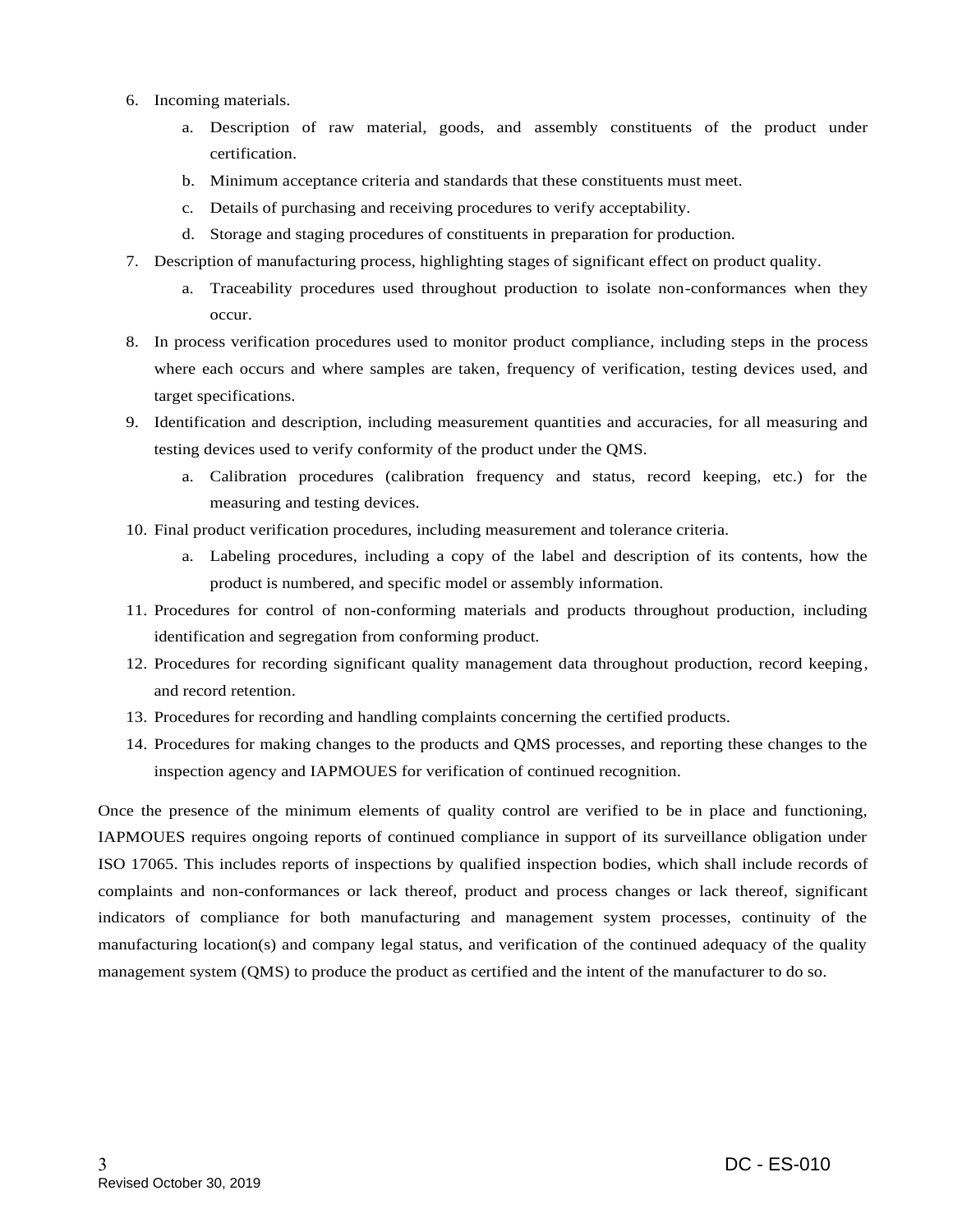6. Incoming materials.
    a. Description of raw material, goods, and assembly constituents of the product under certification.
    b. Minimum acceptance criteria and standards that these constituents must meet.
    c. Details of purchasing and receiving procedures to verify acceptability.
    d. Storage and staging procedures of constituents in preparation for production.
7. Description of manufacturing process, highlighting stages of significant effect on product quality.
    a. Traceability procedures used throughout production to isolate non-conformances when they occur.
8. In process verification procedures used to monitor product compliance, including steps in the process where each occurs and where samples are taken, frequency of verification, testing devices used, and target specifications.
9. Identification and description, including measurement quantities and accuracies, for all measuring and testing devices used to verify conformity of the product under the QMS.
    a. Calibration procedures (calibration frequency and status, record keeping, etc.) for the measuring and testing devices.
10. Final product verification procedures, including measurement and tolerance criteria.
    a. Labeling procedures, including a copy of the label and description of its contents, how the product is numbered, and specific model or assembly information.
11. Procedures for control of non-conforming materials and products throughout production, including identification and segregation from conforming product.
12. Procedures for recording significant quality management data throughout production, record keeping, and record retention.
13. Procedures for recording and handling complaints concerning the certified products.
14. Procedures for making changes to the products and QMS processes, and reporting these changes to the inspection agency and IAPMOUES for verification of continued recognition.

Once the presence of the minimum elements of quality control are verified to be in place and functioning, IAPMOUES requires ongoing reports of continued compliance in support of its surveillance obligation under ISO 17065. This includes reports of inspections by qualified inspection bodies, which shall include records of complaints and non-conformances or lack thereof, product and process changes or lack thereof, significant indicators of compliance for both manufacturing and management system processes, continuity of the manufacturing location(s) and company legal status, and verification of the continued adequacy of the quality management system (QMS) to produce the product as certified and the intent of the manufacturer to do so.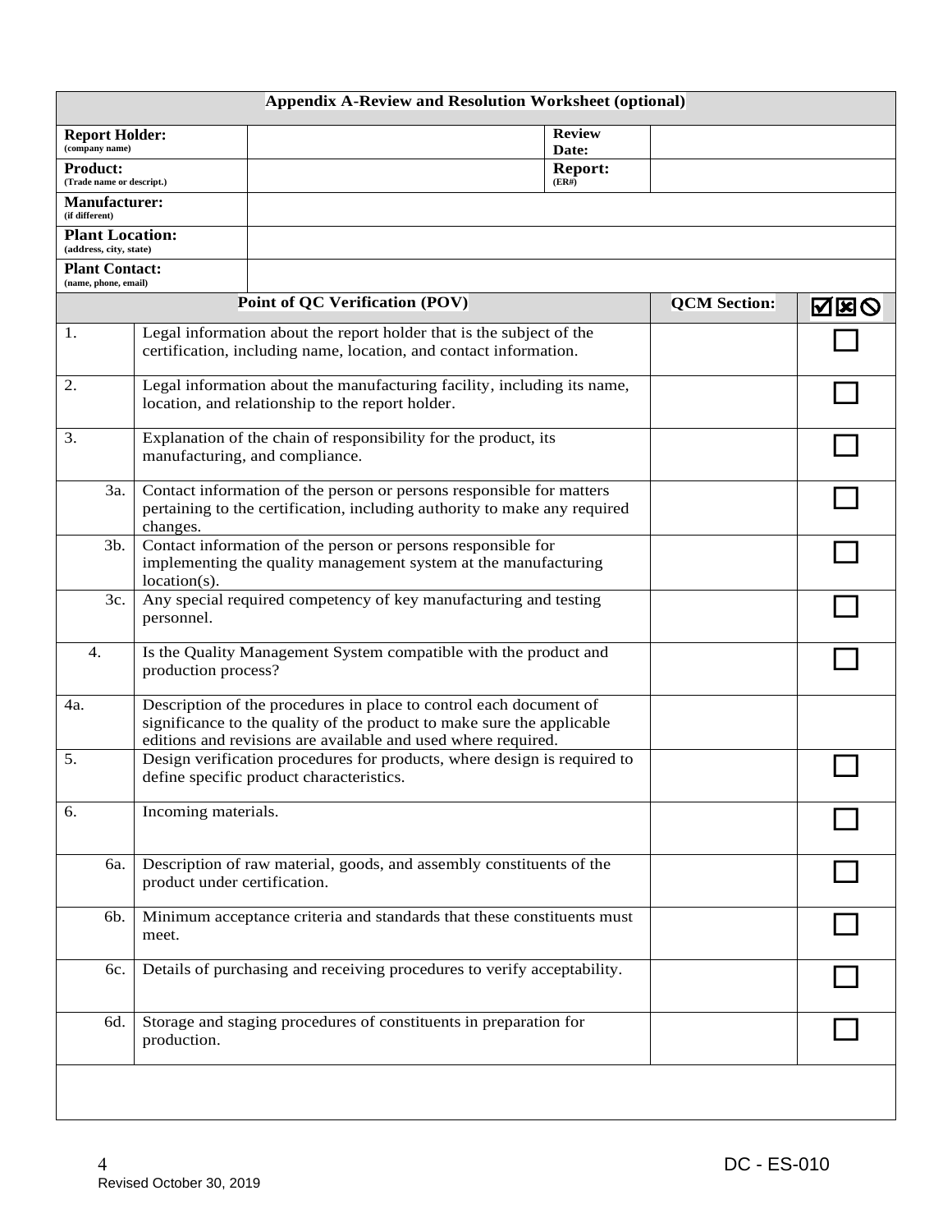| **Appendix A-Review and Resolution Worksheet (optional)** | | | | | |
|---|---|---|---|---|---|
| **Report Holder:** (company name) | | | **Review Date:** | | |
| **Product:** (Trade name or descript.) | | | **Report:** (ER#) | | |
| **Manufacturer:** (if different) | | | | | |
| **Plant Location:** (address, city, state) | | | | | |
| **Plant Contact:** (name, phone, email) | | | | | |
| **Point of QC Verification (POV)** | | | | **QCM Section:** | ☑☒⊘ |
| 1. | Legal information about the report holder that is the subject of the certification, including name, location, and contact information. | | | | ☐ |
| 2. | Legal information about the manufacturing facility, including its name, location, and relationship to the report holder. | | | | ☐ |
| 3. | Explanation of the chain of responsibility for the product, its manufacturing, and compliance. | | | | ☐ |
| 3a. | Contact information of the person or persons responsible for matters pertaining to the certification, including authority to make any required changes. | | | | ☐ |
| 3b. | Contact information of the person or persons responsible for implementing the quality management system at the manufacturing location(s). | | | | ☐ |
| 3c. | Any special required competency of key manufacturing and testing personnel. | | | | ☐ |
| 4. | Is the Quality Management System compatible with the product and production process? | | | | ☐ |
| 4a. | Description of the procedures in place to control each document of significance to the quality of the product to make sure the applicable editions and revisions are available and used where required. | | | | |
| 5. | Design verification procedures for products, where design is required to define specific product characteristics. | | | | ☐ |
| 6. | Incoming materials. | | | | ☐ |
| 6a. | Description of raw material, goods, and assembly constituents of the product under certification. | | | | ☐ |
| 6b. | Minimum acceptance criteria and standards that these constituents must meet. | | | | ☐ |
| 6c. | Details of purchasing and receiving procedures to verify acceptability. | | | | ☐ |
| 6d. | Storage and staging procedures of constituents in preparation for production. | | | | ☐ |

DC - ES-010

Revised October 30, 2019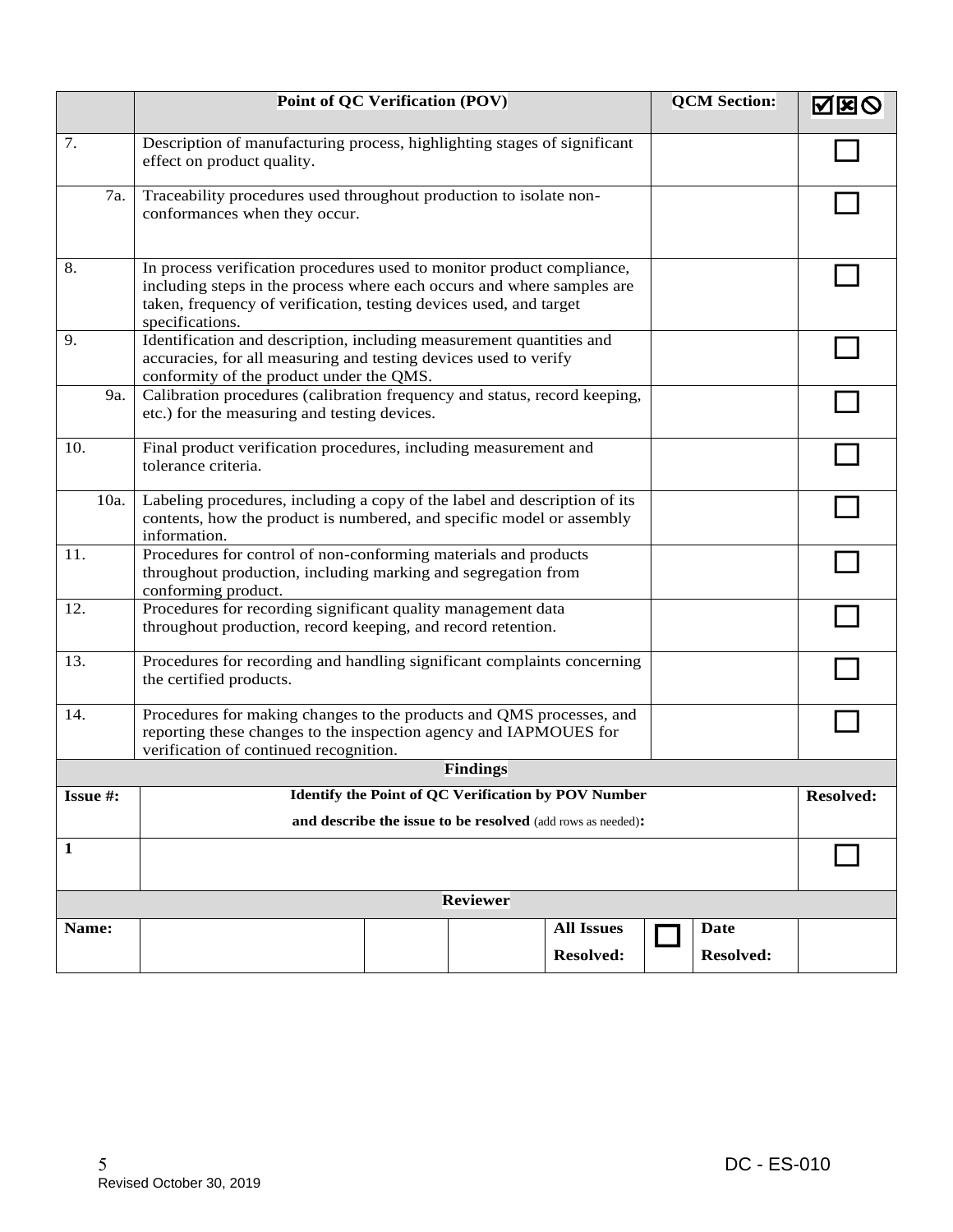| | Point of QC Verification (POV) | QCM Section: | ☑☒⃠ |
|---|---|---|---|
| 7. | Description of manufacturing process, highlighting stages of significant effect on product quality. | | ☐ |
| 7a. | Traceability procedures used throughout production to isolate non-conformances when they occur. | | ☐ |
| 8. | In process verification procedures used to monitor product compliance, including steps in the process where each occurs and where samples are taken, frequency of verification, testing devices used, and target specifications. | | ☐ |
| 9. | Identification and description, including measurement quantities and accuracies, for all measuring and testing devices used to verify conformity of the product under the QMS. | | ☐ |
| 9a. | Calibration procedures (calibration frequency and status, record keeping, etc.) for the measuring and testing devices. | | ☐ |
| 10. | Final product verification procedures, including measurement and tolerance criteria. | | ☐ |
| 10a. | Labeling procedures, including a copy of the label and description of its contents, how the product is numbered, and specific model or assembly information. | | ☐ |
| 11. | Procedures for control of non-conforming materials and products throughout production, including marking and segregation from conforming product. | | ☐ |
| 12. | Procedures for recording significant quality management data throughout production, record keeping, and record retention. | | ☐ |
| 13. | Procedures for recording and handling significant complaints concerning the certified products. | | ☐ |
| 14. | Procedures for making changes to the products and QMS processes, and reporting these changes to the inspection agency and IAPMOUES for verification of continued recognition. | | ☐ |

**Findings**

| Issue #: | Identify the Point of QC Verification by POV Number and describe the issue to be resolved (add rows as needed): | Resolved: |
|---|---|---|
| 1 | | ☐ |

**Reviewer**

| | | | | | | | |
|---|---|---|---|---|---|---|---|
| **Name:** | | | | **All Issues Resolved:** | ☐ | **Date Resolved:** | |